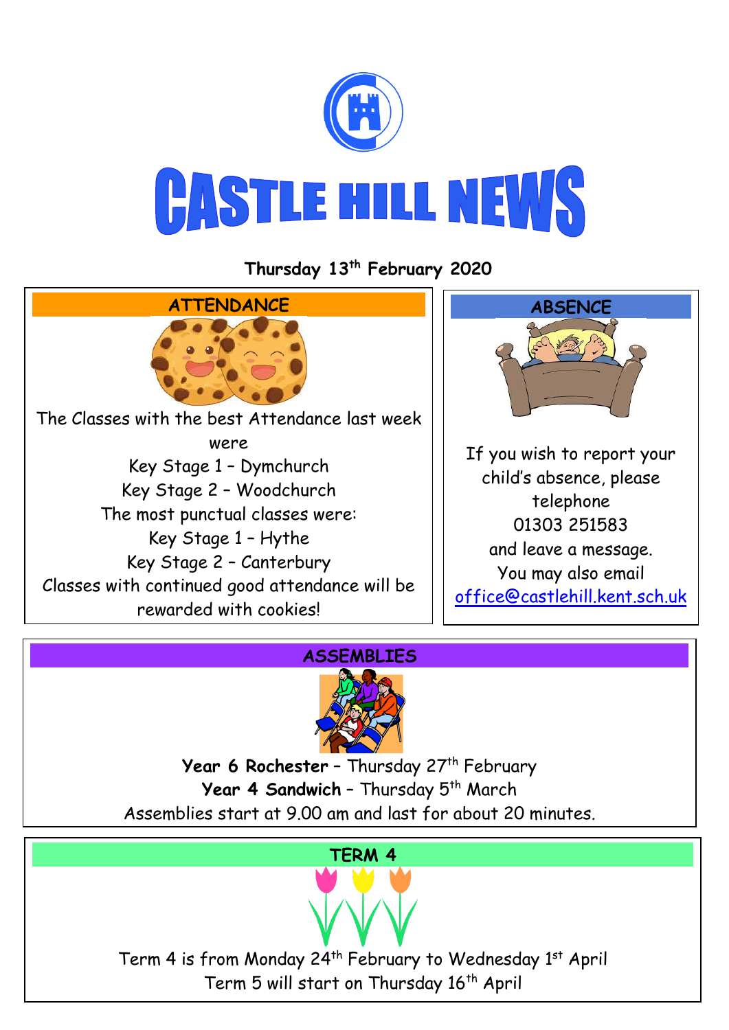# CASTLE HILL NEWS

**Thursday 13th February 2020**

## ATTENDANCE

The Classes with the best Attendance last week were

Key Stage 1 – Dymchurch

Key Stage 2 – Woodchurch

The most punctual classes were:

Key Stage 1 – Hythe

Key Stage 2 – Canterbury

Classes with continued good attendance will be rewarded with cookies!

## ABSENCE

If you wish to report your child's absence, please telephone 01303 251583 and leave a message.

You may also email office@castlehill.kent.sch.uk

## ASSEMBLIES

**Year 6 Rochester** – Thursday 27th February

**Year 4 Sandwich** – Thursday 5th March

Assemblies start at 9.00 am and last for about 20 minutes.

## TERM 4

Term 4 is from Monday 24th February to Wednesday 1st April

Term 5 will start on Thursday 16th April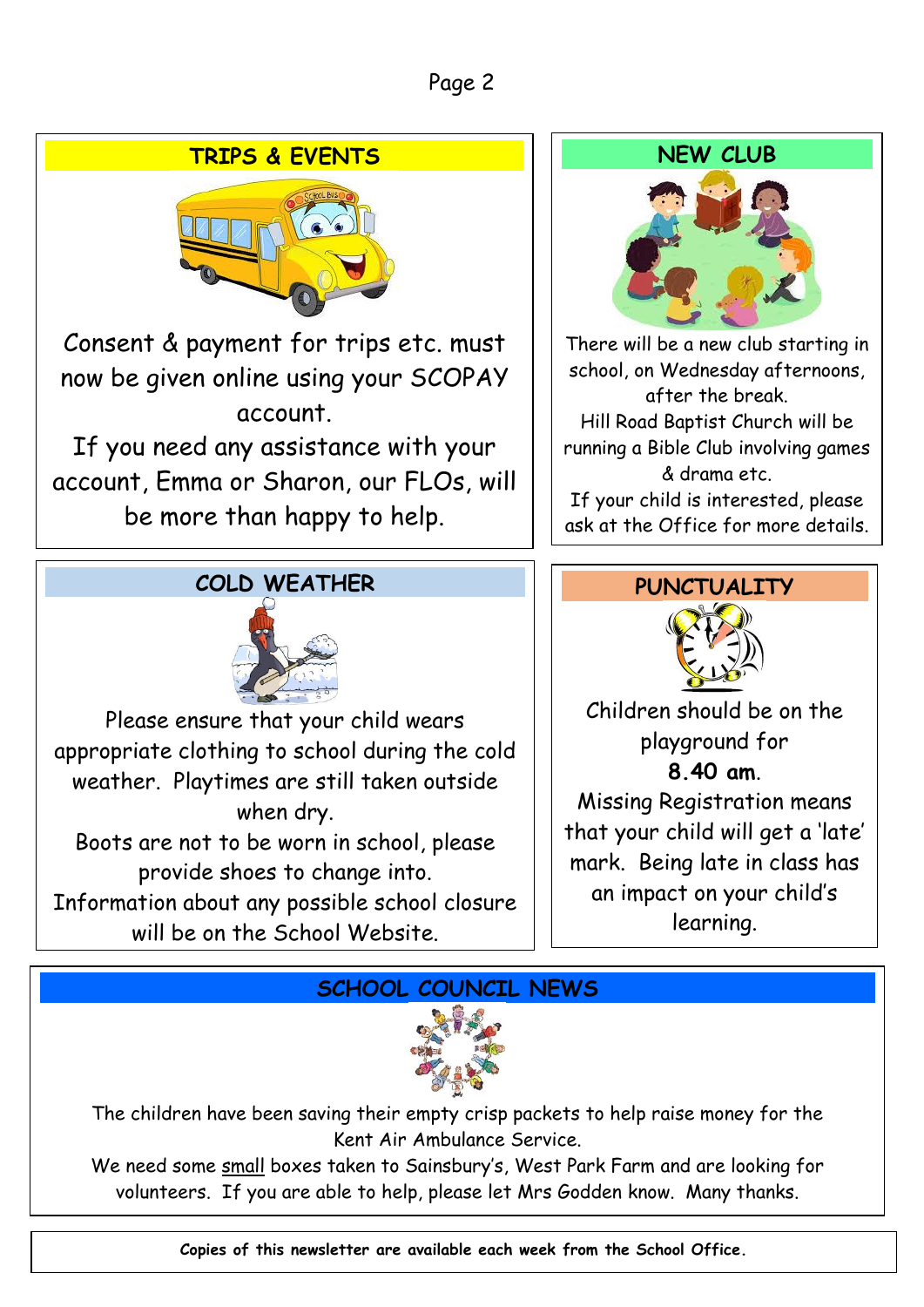## TRIPS & EVENTS

Consent & payment for trips etc. must now be given online using your SCOPAY account.

If you need any assistance with your account, Emma or Sharon, our FLOs, will be more than happy to help.

## NEW CLUB

There will be a new club starting in school, on Wednesday afternoons, after the break.

Hill Road Baptist Church will be running a Bible Club involving games & drama etc.

If your child is interested, please ask at the Office for more details.

## COLD WEATHER

Please ensure that your child wears appropriate clothing to school during the cold weather. Playtimes are still taken outside when dry.

Boots are not to be worn in school, please provide shoes to change into.

Information about any possible school closure will be on the School Website.

## PUNCTUALITY

Children should be on the playground for **8.40 am**.

Missing Registration means that your child will get a 'late' mark. Being late in class has an impact on your child's learning.

## SCHOOL COUNCIL NEWS

The children have been saving their empty crisp packets to help raise money for the Kent Air Ambulance Service.

We need some small boxes taken to Sainsbury's, West Park Farm and are looking for volunteers. If you are able to help, please let Mrs Godden know. Many thanks.

**Copies of this newsletter are available each week from the School Office.**